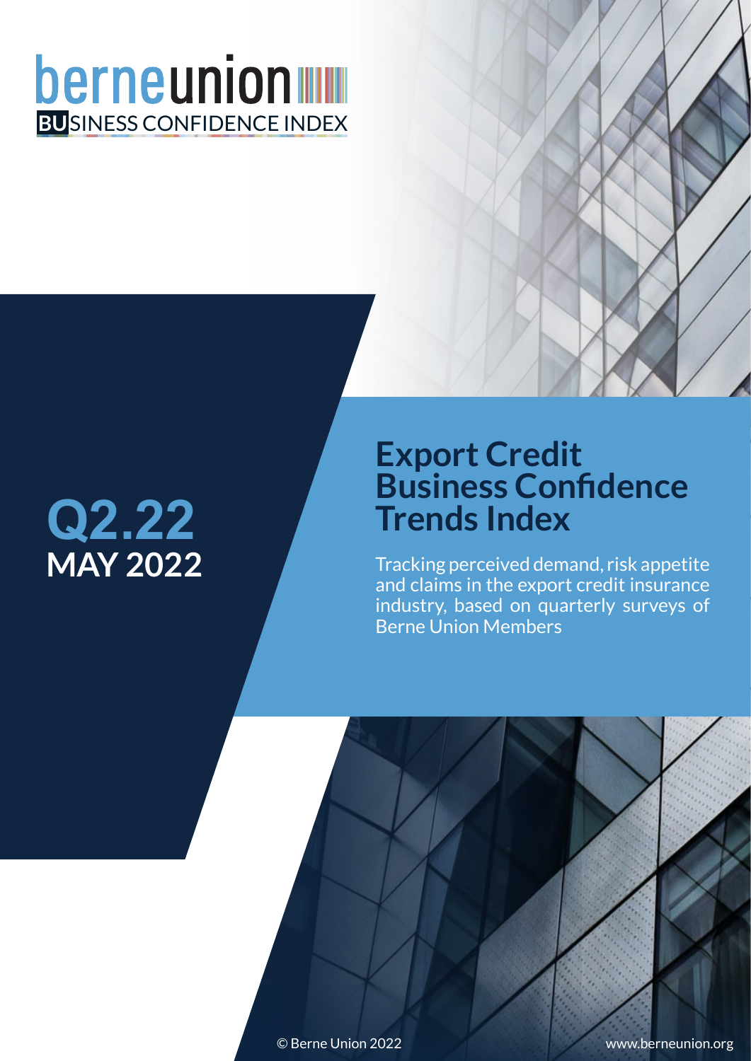berneunion

BUSINESS CONFIDENCE INDEX

# Q2.22
## MAY 2022

# Export Credit Business Confidence Trends Index

Tracking perceived demand, risk appetite and claims in the export credit insurance industry, based on quarterly surveys of Berne Union Members

© Berne Union 2022

www.berneunion.org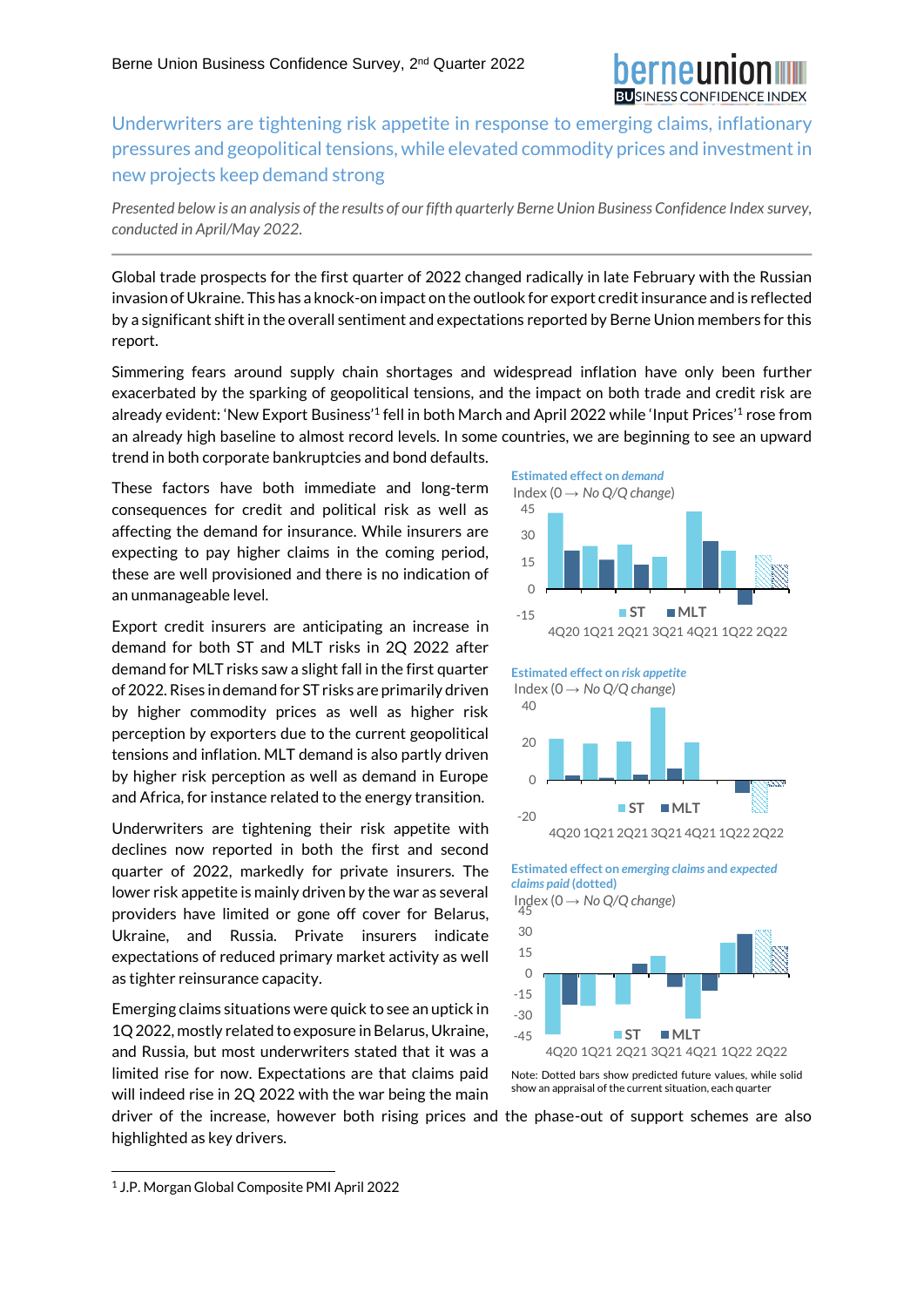## Underwriters are tightening risk appetite in response to emerging claims, inflationary pressures and geopolitical tensions, while elevated commodity prices and investment in new projects keep demand strong

*Presented below is an analysis of the results of our fifth quarterly Berne Union Business Confidence Index survey, conducted in April/May 2022.*

---

Global trade prospects for the first quarter of 2022 changed radically in late February with the Russian invasion of Ukraine. This has a knock-on impact on the outlook for export credit insurance and is reflected by a significant shift in the overall sentiment and expectations reported by Berne Union members for this report.

Simmering fears around supply chain shortages and widespread inflation have only been further exacerbated by the sparking of geopolitical tensions, and the impact on both trade and credit risk are already evident: 'New Export Business'[1] fell in both March and April 2022 while 'Input Prices'[1] rose from an already high baseline to almost record levels. In some countries, we are beginning to see an upward trend in both corporate bankruptcies and bond defaults.

These factors have both immediate and long-term consequences for credit and political risk as well as affecting the demand for insurance. While insurers are expecting to pay higher claims in the coming period, these are well provisioned and there is no indication of an unmanageable level.

Export credit insurers are anticipating an increase in demand for both ST and MLT risks in 2Q 2022 after demand for MLT risks saw a slight fall in the first quarter of 2022. Rises in demand for ST risks are primarily driven by higher commodity prices as well as higher risk perception by exporters due to the current geopolitical tensions and inflation. MLT demand is also partly driven by higher risk perception as well as demand in Europe and Africa, for instance related to the energy transition.

Underwriters are tightening their risk appetite with declines now reported in both the first and second quarter of 2022, markedly for private insurers. The lower risk appetite is mainly driven by the war as several providers have limited or gone off cover for Belarus, Ukraine, and Russia. Private insurers indicate expectations of reduced primary market activity as well as tighter reinsurance capacity.

Emerging claims situations were quick to see an uptick in 1Q 2022, mostly related to exposure in Belarus, Ukraine, and Russia, but most underwriters stated that it was a limited rise for now. Expectations are that claims paid will indeed rise in 2Q 2022 with the war being the main driver of the increase, however both rising prices and the phase-out of support schemes are also highlighted as key drivers.

**Estimated effect on *demand***
Index (0 → *No Q/Q change*)

**Estimated effect on *risk appetite***
Index (0 → *No Q/Q change*)

**Estimated effect on *emerging claims* and *expected claims paid* (dotted)**
Index (0 → *No Q/Q change*)

Note: Dotted bars show predicted future values, while solid show an appraisal of the current situation, each quarter

---

[1] J.P. Morgan Global Composite PMI April 2022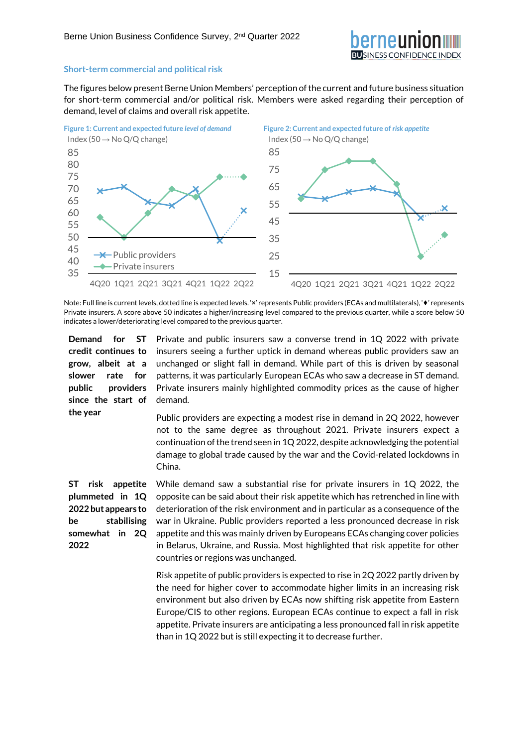## Short-term commercial and political risk

The figures below present Berne Union Members' perception of the current and future business situation for short-term commercial and/or political risk. Members were asked regarding their perception of demand, level of claims and overall risk appetite.

**Figure 1: Current and expected future *level of demand***

Index (50 → No Q/Q change)

**Figure 2: Current and expected future of *risk appetite***

Index (50 → No Q/Q change)

Note: Full line is current levels, dotted line is expected levels. '×' represents Public providers (ECAs and multilaterals), '♦' represents Private insurers. A score above 50 indicates a higher/increasing level compared to the previous quarter, while a score below 50 indicates a lower/deteriorating level compared to the previous quarter.

**Demand for ST credit continues to grow, albeit at a slower rate for public providers since the start of the year**

Private and public insurers saw a converse trend in 1Q 2022 with private insurers seeing a further uptick in demand whereas public providers saw an unchanged or slight fall in demand. While part of this is driven by seasonal patterns, it was particularly European ECAs who saw a decrease in ST demand. Private insurers mainly highlighted commodity prices as the cause of higher demand.

Public providers are expecting a modest rise in demand in 2Q 2022, however not to the same degree as throughout 2021. Private insurers expect a continuation of the trend seen in 1Q 2022, despite acknowledging the potential damage to global trade caused by the war and the Covid-related lockdowns in China.

**ST risk appetite plummeted in 1Q 2022 but appears to be stabilising somewhat in 2Q 2022**

While demand saw a substantial rise for private insurers in 1Q 2022, the opposite can be said about their risk appetite which has retrenched in line with deterioration of the risk environment and in particular as a consequence of the war in Ukraine. Public providers reported a less pronounced decrease in risk appetite and this was mainly driven by Europeans ECAs changing cover policies in Belarus, Ukraine, and Russia. Most highlighted that risk appetite for other countries or regions was unchanged.

Risk appetite of public providers is expected to rise in 2Q 2022 partly driven by the need for higher cover to accommodate higher limits in an increasing risk environment but also driven by ECAs now shifting risk appetite from Eastern Europe/CIS to other regions. European ECAs continue to expect a fall in risk appetite. Private insurers are anticipating a less pronounced fall in risk appetite than in 1Q 2022 but is still expecting it to decrease further.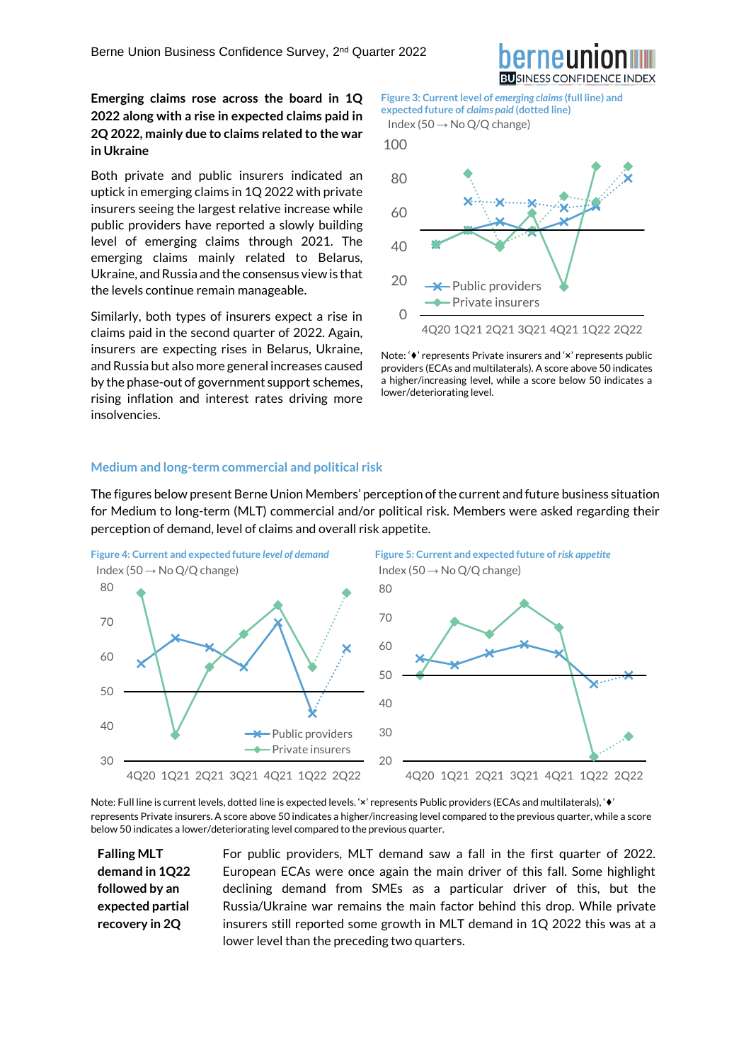**Emerging claims rose across the board in 1Q 2022 along with a rise in expected claims paid in 2Q 2022, mainly due to claims related to the war in Ukraine**

Both private and public insurers indicated an uptick in emerging claims in 1Q 2022 with private insurers seeing the largest relative increase while public providers have reported a slowly building level of emerging claims through 2021. The emerging claims mainly related to Belarus, Ukraine, and Russia and the consensus view is that the levels continue remain manageable.

Similarly, both types of insurers expect a rise in claims paid in the second quarter of 2022. Again, insurers are expecting rises in Belarus, Ukraine, and Russia but also more general increases caused by the phase-out of government support schemes, rising inflation and interest rates driving more insolvencies.

**Figure 3: Current level of *emerging claims* (full line) and expected future of *claims paid* (dotted line)**

Index (50 → No Q/Q change)

Note: '♦' represents Private insurers and '×' represents public providers (ECAs and multilaterals). A score above 50 indicates a higher/increasing level, while a score below 50 indicates a lower/deteriorating level.

## Medium and long-term commercial and political risk

The figures below present Berne Union Members' perception of the current and future business situation for Medium to long-term (MLT) commercial and/or political risk. Members were asked regarding their perception of demand, level of claims and overall risk appetite.

**Figure 4: Current and expected future *level of demand***

Index (50 → No Q/Q change)

**Figure 5: Current and expected future of *risk appetite***

Index (50 → No Q/Q change)

Note: Full line is current levels, dotted line is expected levels. '×' represents Public providers (ECAs and multilaterals), '♦' represents Private insurers. A score above 50 indicates a higher/increasing level compared to the previous quarter, while a score below 50 indicates a lower/deteriorating level compared to the previous quarter.

**Falling MLT demand in 1Q22 followed by an expected partial recovery in 2Q**

For public providers, MLT demand saw a fall in the first quarter of 2022. European ECAs were once again the main driver of this fall. Some highlight declining demand from SMEs as a particular driver of this, but the Russia/Ukraine war remains the main factor behind this drop. While private insurers still reported some growth in MLT demand in 1Q 2022 this was at a lower level than the preceding two quarters.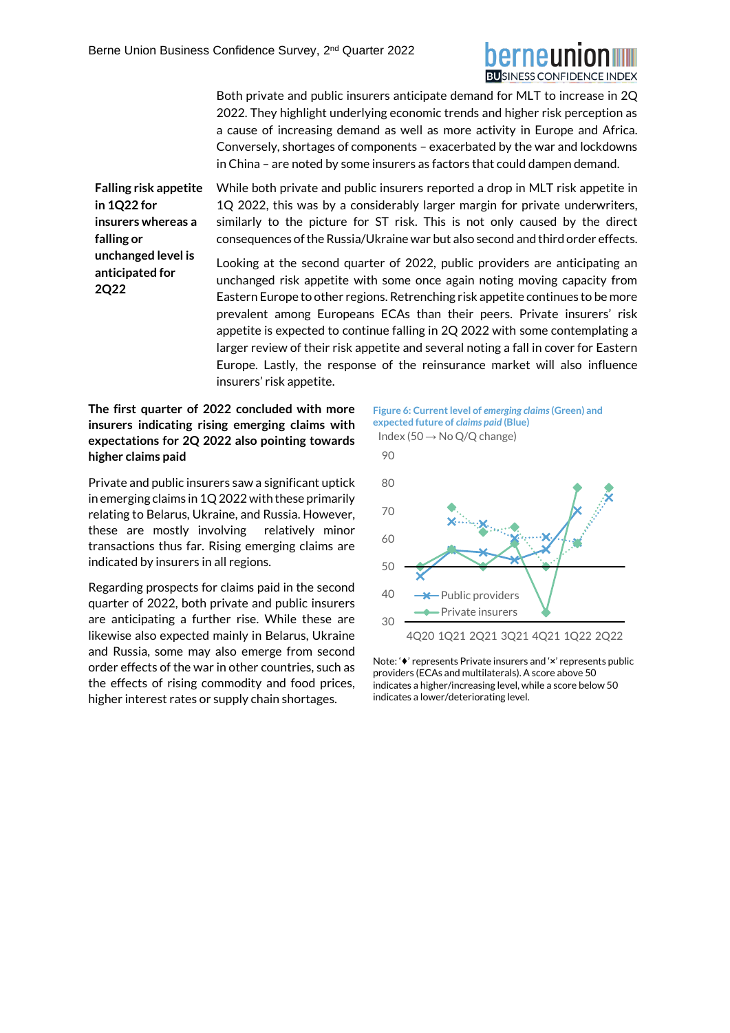Both private and public insurers anticipate demand for MLT to increase in 2Q 2022. They highlight underlying economic trends and higher risk perception as a cause of increasing demand as well as more activity in Europe and Africa. Conversely, shortages of components – exacerbated by the war and lockdowns in China – are noted by some insurers as factors that could dampen demand.

**Falling risk appetite in 1Q22 for insurers whereas a falling or unchanged level is anticipated for 2Q22**

While both private and public insurers reported a drop in MLT risk appetite in 1Q 2022, this was by a considerably larger margin for private underwriters, similarly to the picture for ST risk. This is not only caused by the direct consequences of the Russia/Ukraine war but also second and third order effects.

Looking at the second quarter of 2022, public providers are anticipating an unchanged risk appetite with some once again noting moving capacity from Eastern Europe to other regions. Retrenching risk appetite continues to be more prevalent among Europeans ECAs than their peers. Private insurers' risk appetite is expected to continue falling in 2Q 2022 with some contemplating a larger review of their risk appetite and several noting a fall in cover for Eastern Europe. Lastly, the response of the reinsurance market will also influence insurers' risk appetite.

**The first quarter of 2022 concluded with more insurers indicating rising emerging claims with expectations for 2Q 2022 also pointing towards higher claims paid**

Private and public insurers saw a significant uptick in emerging claims in 1Q 2022 with these primarily relating to Belarus, Ukraine, and Russia. However, these are mostly involving relatively minor transactions thus far. Rising emerging claims are indicated by insurers in all regions.

Regarding prospects for claims paid in the second quarter of 2022, both private and public insurers are anticipating a further rise. While these are likewise also expected mainly in Belarus, Ukraine and Russia, some may also emerge from second order effects of the war in other countries, such as the effects of rising commodity and food prices, higher interest rates or supply chain shortages.

**Figure 6: Current level of *emerging claims* (Green) and expected future of *claims paid* (Blue)**

Index (50 → No Q/Q change)

Note: '♦' represents Private insurers and '×' represents public providers (ECAs and multilaterals). A score above 50 indicates a higher/increasing level, while a score below 50 indicates a lower/deteriorating level.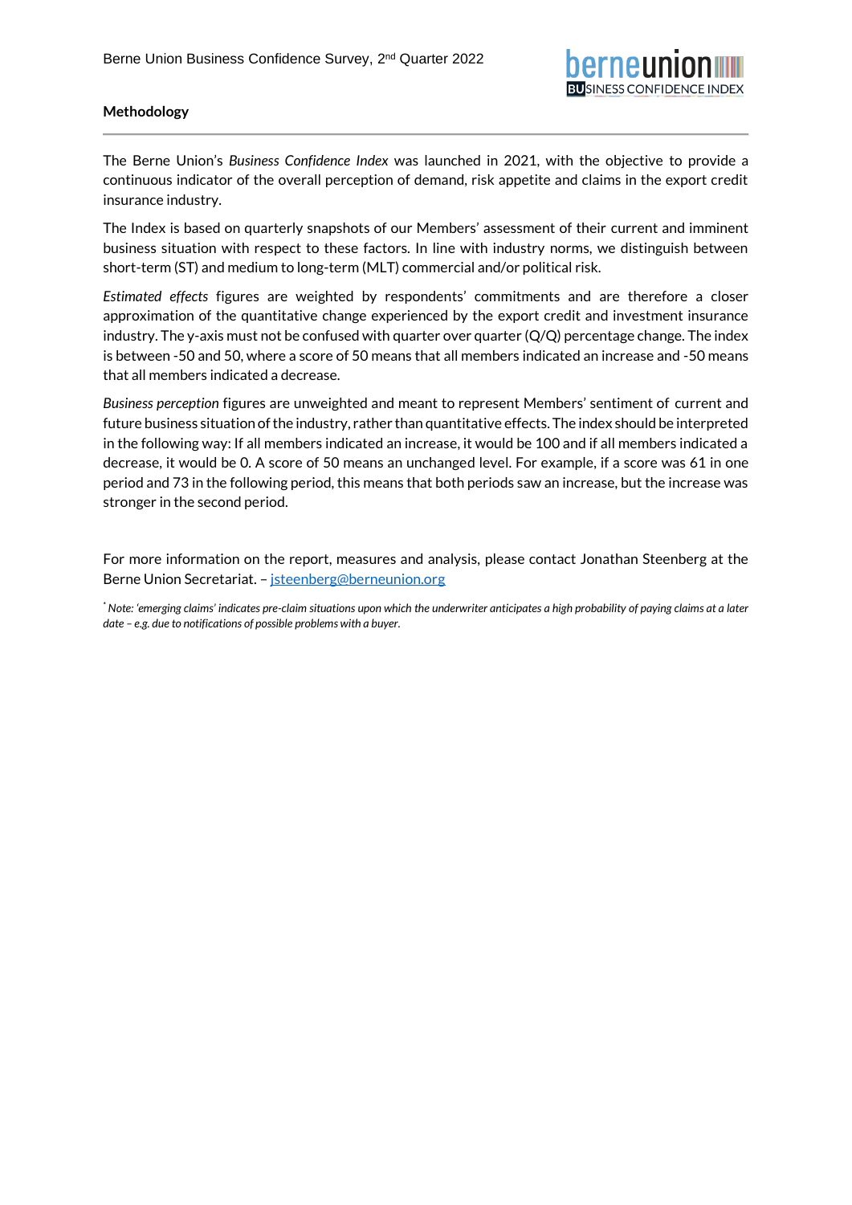## Methodology

The Berne Union's *Business Confidence Index* was launched in 2021, with the objective to provide a continuous indicator of the overall perception of demand, risk appetite and claims in the export credit insurance industry.

The Index is based on quarterly snapshots of our Members' assessment of their current and imminent business situation with respect to these factors. In line with industry norms, we distinguish between short-term (ST) and medium to long-term (MLT) commercial and/or political risk.

*Estimated effects* figures are weighted by respondents' commitments and are therefore a closer approximation of the quantitative change experienced by the export credit and investment insurance industry. The y-axis must not be confused with quarter over quarter (Q/Q) percentage change. The index is between -50 and 50, where a score of 50 means that all members indicated an increase and -50 means that all members indicated a decrease.

*Business perception* figures are unweighted and meant to represent Members' sentiment of current and future business situation of the industry, rather than quantitative effects. The index should be interpreted in the following way: If all members indicated an increase, it would be 100 and if all members indicated a decrease, it would be 0. A score of 50 means an unchanged level. For example, if a score was 61 in one period and 73 in the following period, this means that both periods saw an increase, but the increase was stronger in the second period.

For more information on the report, measures and analysis, please contact Jonathan Steenberg at the Berne Union Secretariat. – jsteenberg@berneunion.org

*\* Note: 'emerging claims' indicates pre-claim situations upon which the underwriter anticipates a high probability of paying claims at a later date – e.g. due to notifications of possible problems with a buyer.*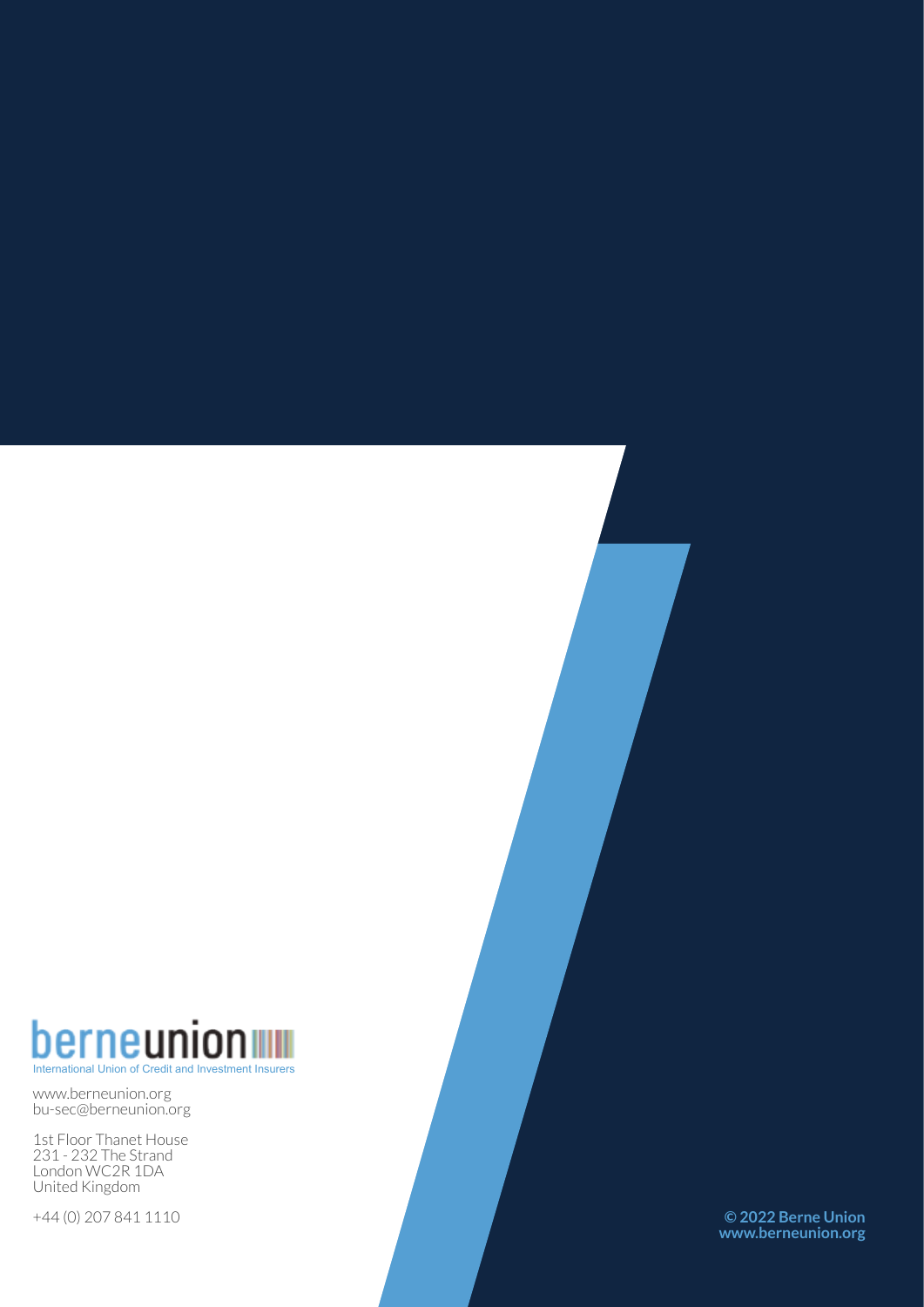berneunion

International Union of Credit and Investment Insurers

www.berneunion.org
bu-sec@berneunion.org

1st Floor Thanet House
231 - 232 The Strand
London WC2R 1DA
United Kingdom

+44 (0) 207 841 1110

**© 2022 Berne Union**
**www.berneunion.org**